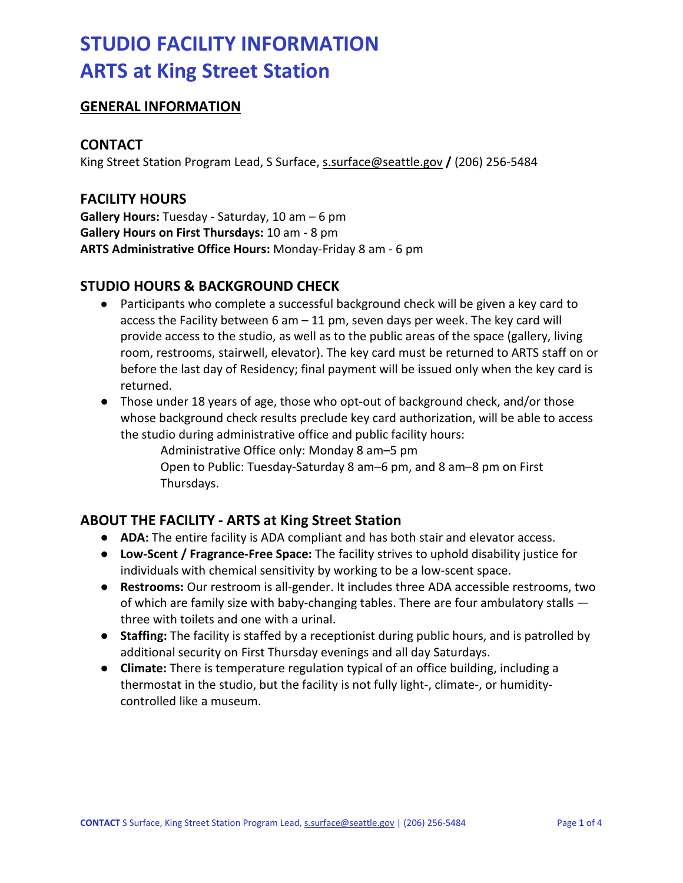# STUDIO FACILITY INFORMATION
# ARTS at King Street Station

## GENERAL INFORMATION

### CONTACT

King Street Station Program Lead, S Surface, s.surface@seattle.gov **/** (206) 256-5484

### FACILITY HOURS

**Gallery Hours:** Tuesday - Saturday, 10 am – 6 pm
**Gallery Hours on First Thursdays:** 10 am - 8 pm
**ARTS Administrative Office Hours:** Monday-Friday 8 am - 6 pm

### STUDIO HOURS & BACKGROUND CHECK

- Participants who complete a successful background check will be given a key card to access the Facility between 6 am – 11 pm, seven days per week. The key card will provide access to the studio, as well as to the public areas of the space (gallery, living room, restrooms, stairwell, elevator). The key card must be returned to ARTS staff on or before the last day of Residency; final payment will be issued only when the key card is returned.
- Those under 18 years of age, those who opt-out of background check, and/or those whose background check results preclude key card authorization, will be able to access the studio during administrative office and public facility hours:
  - Administrative Office only: Monday 8 am–5 pm
  - Open to Public: Tuesday-Saturday 8 am–6 pm, and 8 am–8 pm on First Thursdays.

### ABOUT THE FACILITY - ARTS at King Street Station

- **ADA:** The entire facility is ADA compliant and has both stair and elevator access.
- **Low-Scent / Fragrance-Free Space:** The facility strives to uphold disability justice for individuals with chemical sensitivity by working to be a low-scent space.
- **Restrooms:** Our restroom is all-gender. It includes three ADA accessible restrooms, two of which are family size with baby-changing tables. There are four ambulatory stalls — three with toilets and one with a urinal.
- **Staffing:** The facility is staffed by a receptionist during public hours, and is patrolled by additional security on First Thursday evenings and all day Saturdays.
- **Climate:** There is temperature regulation typical of an office building, including a thermostat in the studio, but the facility is not fully light-, climate-, or humidity-controlled like a museum.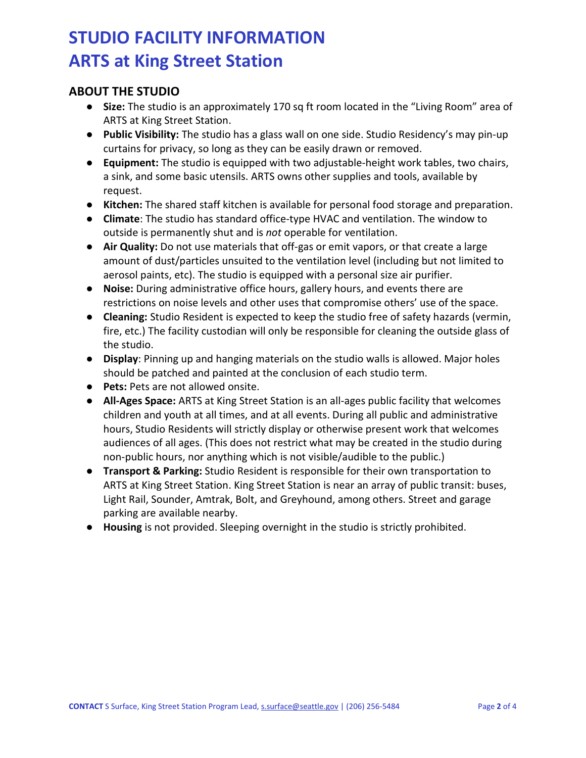# STUDIO FACILITY INFORMATION
# ARTS at King Street Station

## ABOUT THE STUDIO

- **Size:** The studio is an approximately 170 sq ft room located in the "Living Room" area of ARTS at King Street Station.
- **Public Visibility:** The studio has a glass wall on one side. Studio Residency's may pin-up curtains for privacy, so long as they can be easily drawn or removed.
- **Equipment:** The studio is equipped with two adjustable-height work tables, two chairs, a sink, and some basic utensils. ARTS owns other supplies and tools, available by request.
- **Kitchen:** The shared staff kitchen is available for personal food storage and preparation.
- **Climate**: The studio has standard office-type HVAC and ventilation. The window to outside is permanently shut and is *not* operable for ventilation.
- **Air Quality:** Do not use materials that off-gas or emit vapors, or that create a large amount of dust/particles unsuited to the ventilation level (including but not limited to aerosol paints, etc). The studio is equipped with a personal size air purifier.
- **Noise:** During administrative office hours, gallery hours, and events there are restrictions on noise levels and other uses that compromise others' use of the space.
- **Cleaning:** Studio Resident is expected to keep the studio free of safety hazards (vermin, fire, etc.) The facility custodian will only be responsible for cleaning the outside glass of the studio.
- **Display**: Pinning up and hanging materials on the studio walls is allowed. Major holes should be patched and painted at the conclusion of each studio term.
- **Pets:** Pets are not allowed onsite.
- **All-Ages Space:** ARTS at King Street Station is an all-ages public facility that welcomes children and youth at all times, and at all events. During all public and administrative hours, Studio Residents will strictly display or otherwise present work that welcomes audiences of all ages. (This does not restrict what may be created in the studio during non-public hours, nor anything which is not visible/audible to the public.)
- **Transport & Parking:** Studio Resident is responsible for their own transportation to ARTS at King Street Station. King Street Station is near an array of public transit: buses, Light Rail, Sounder, Amtrak, Bolt, and Greyhound, among others. Street and garage parking are available nearby.
- **Housing** is not provided. Sleeping overnight in the studio is strictly prohibited.

**CONTACT** S Surface, King Street Station Program Lead, s.surface@seattle.gov | (206) 256-5484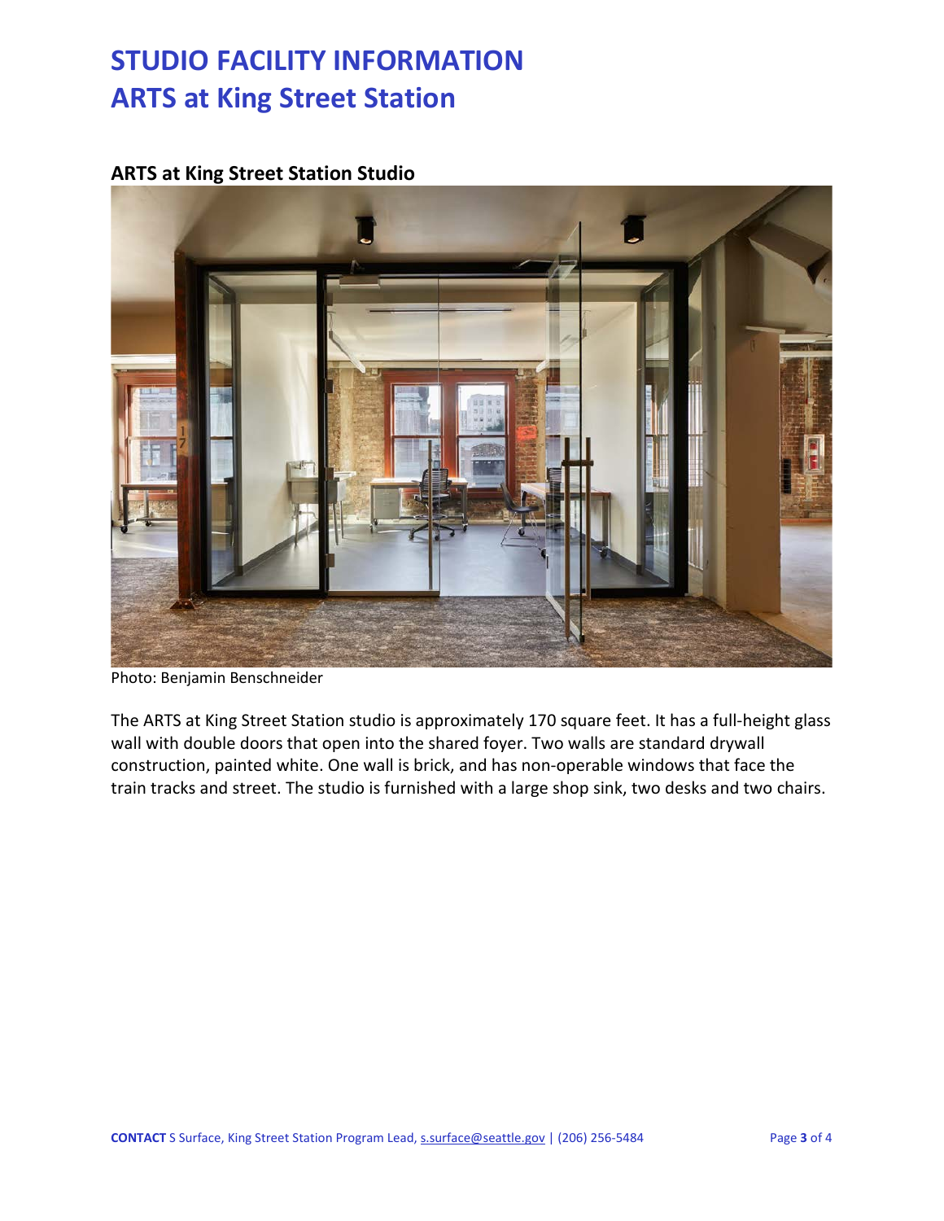# STUDIO FACILITY INFORMATION
# ARTS at King Street Station

## ARTS at King Street Station Studio

Photo: Benjamin Benschneider

The ARTS at King Street Station studio is approximately 170 square feet. It has a full-height glass wall with double doors that open into the shared foyer. Two walls are standard drywall construction, painted white. One wall is brick, and has non-operable windows that face the train tracks and street. The studio is furnished with a large shop sink, two desks and two chairs.

**CONTACT** S Surface, King Street Station Program Lead, s.surface@seattle.gov | (206) 256-5484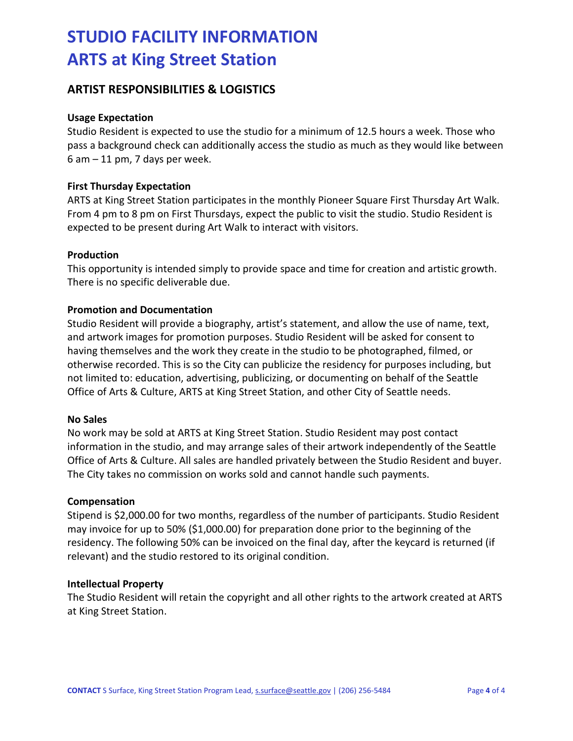# STUDIO FACILITY INFORMATION
# ARTS at King Street Station

## ARTIST RESPONSIBILITIES & LOGISTICS

### Usage Expectation

Studio Resident is expected to use the studio for a minimum of 12.5 hours a week. Those who pass a background check can additionally access the studio as much as they would like between 6 am – 11 pm, 7 days per week.

### First Thursday Expectation

ARTS at King Street Station participates in the monthly Pioneer Square First Thursday Art Walk. From 4 pm to 8 pm on First Thursdays, expect the public to visit the studio. Studio Resident is expected to be present during Art Walk to interact with visitors.

### Production

This opportunity is intended simply to provide space and time for creation and artistic growth. There is no specific deliverable due.

### Promotion and Documentation

Studio Resident will provide a biography, artist's statement, and allow the use of name, text, and artwork images for promotion purposes. Studio Resident will be asked for consent to having themselves and the work they create in the studio to be photographed, filmed, or otherwise recorded. This is so the City can publicize the residency for purposes including, but not limited to: education, advertising, publicizing, or documenting on behalf of the Seattle Office of Arts & Culture, ARTS at King Street Station, and other City of Seattle needs.

### No Sales

No work may be sold at ARTS at King Street Station. Studio Resident may post contact information in the studio, and may arrange sales of their artwork independently of the Seattle Office of Arts & Culture. All sales are handled privately between the Studio Resident and buyer. The City takes no commission on works sold and cannot handle such payments.

### Compensation

Stipend is $2,000.00 for two months, regardless of the number of participants. Studio Resident may invoice for up to 50% ($1,000.00) for preparation done prior to the beginning of the residency. The following 50% can be invoiced on the final day, after the keycard is returned (if relevant) and the studio restored to its original condition.

### Intellectual Property

The Studio Resident will retain the copyright and all other rights to the artwork created at ARTS at King Street Station.

**CONTACT** S Surface, King Street Station Program Lead, s.surface@seattle.gov | (206) 256-5484